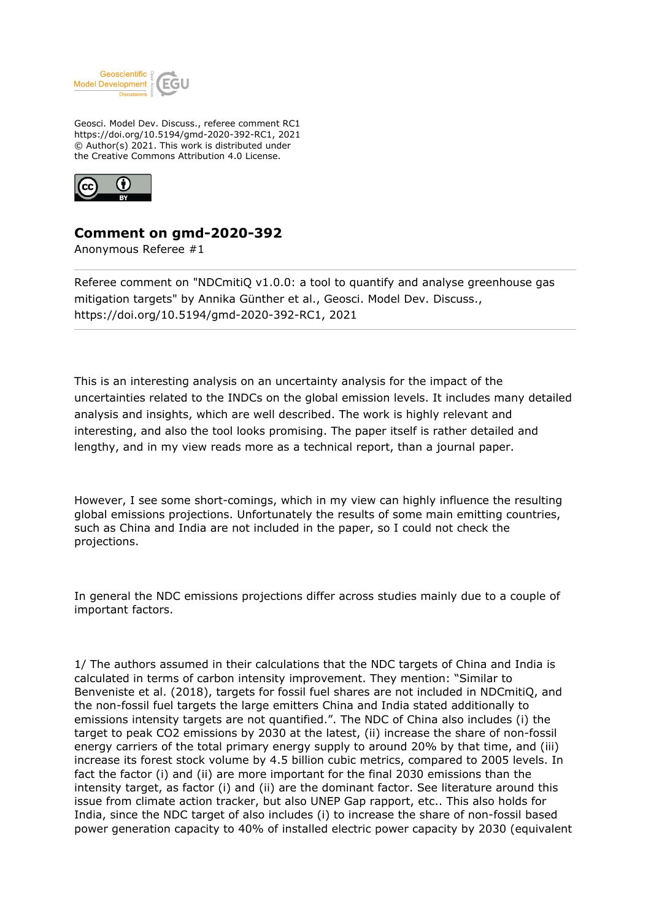Geosci. Model Dev. Discuss., referee comment RC1
https://doi.org/10.5194/gmd-2020-392-RC1, 2021
© Author(s) 2021. This work is distributed under
the Creative Commons Attribution 4.0 License.

## Comment on gmd-2020-392

Anonymous Referee #1

---

Referee comment on "NDCmitiQ v1.0.0: a tool to quantify and analyse greenhouse gas mitigation targets" by Annika Günther et al., Geosci. Model Dev. Discuss., https://doi.org/10.5194/gmd-2020-392-RC1, 2021

---

This is an interesting analysis on an uncertainty analysis for the impact of the uncertainties related to the INDCs on the global emission levels. It includes many detailed analysis and insights, which are well described. The work is highly relevant and interesting, and also the tool looks promising. The paper itself is rather detailed and lengthy, and in my view reads more as a technical report, than a journal paper.

However, I see some short-comings, which in my view can highly influence the resulting global emissions projections. Unfortunately the results of some main emitting countries, such as China and India are not included in the paper, so I could not check the projections.

In general the NDC emissions projections differ across studies mainly due to a couple of important factors.

1/ The authors assumed in their calculations that the NDC targets of China and India is calculated in terms of carbon intensity improvement. They mention: "Similar to Benveniste et al. (2018), targets for fossil fuel shares are not included in NDCmitiQ, and the non-fossil fuel targets the large emitters China and India stated additionally to emissions intensity targets are not quantified.". The NDC of China also includes (i) the target to peak CO2 emissions by 2030 at the latest, (ii) increase the share of non-fossil energy carriers of the total primary energy supply to around 20% by that time, and (iii) increase its forest stock volume by 4.5 billion cubic metrics, compared to 2005 levels. In fact the factor (i) and (ii) are more important for the final 2030 emissions than the intensity target, as factor (i) and (ii) are the dominant factor. See literature around this issue from climate action tracker, but also UNEP Gap rapport, etc.. This also holds for India, since the NDC target of also includes (i) to increase the share of non-fossil based power generation capacity to 40% of installed electric power capacity by 2030 (equivalent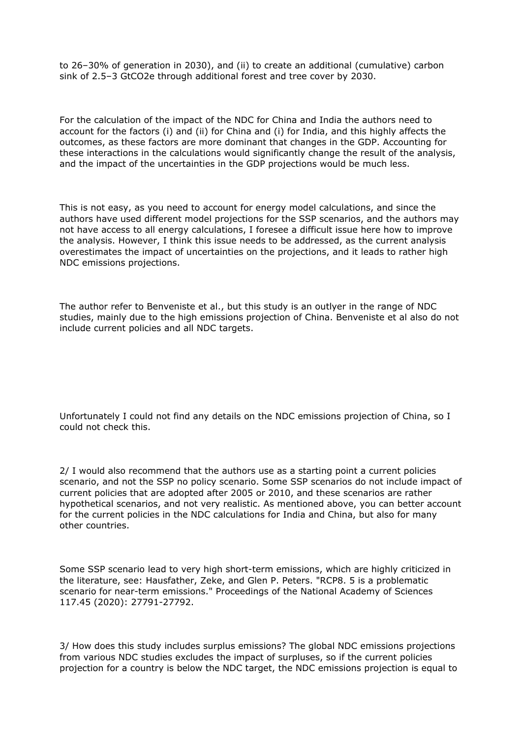to 26–30% of generation in 2030), and (ii) to create an additional (cumulative) carbon sink of 2.5–3 $GtCO_2e$ through additional forest and tree cover by 2030.

For the calculation of the impact of the NDC for China and India the authors need to account for the factors (i) and (ii) for China and (i) for India, and this highly affects the outcomes, as these factors are more dominant that changes in the GDP. Accounting for these interactions in the calculations would significantly change the result of the analysis, and the impact of the uncertainties in the GDP projections would be much less.

This is not easy, as you need to account for energy model calculations, and since the authors have used different model projections for the SSP scenarios, and the authors may not have access to all energy calculations, I foresee a difficult issue here how to improve the analysis. However, I think this issue needs to be addressed, as the current analysis overestimates the impact of uncertainties on the projections, and it leads to rather high NDC emissions projections.

The author refer to Benveniste et al., but this study is an outlyer in the range of NDC studies, mainly due to the high emissions projection of China. Benveniste et al also do not include current policies and all NDC targets.

Unfortunately I could not find any details on the NDC emissions projection of China, so I could not check this.

2/ I would also recommend that the authors use as a starting point a current policies scenario, and not the SSP no policy scenario. Some SSP scenarios do not include impact of current policies that are adopted after 2005 or 2010, and these scenarios are rather hypothetical scenarios, and not very realistic. As mentioned above, you can better account for the current policies in the NDC calculations for India and China, but also for many other countries.

Some SSP scenario lead to very high short-term emissions, which are highly criticized in the literature, see: Hausfather, Zeke, and Glen P. Peters. "RCP8. 5 is a problematic scenario for near-term emissions." Proceedings of the National Academy of Sciences 117.45 (2020): 27791-27792.

3/ How does this study includes surplus emissions? The global NDC emissions projections from various NDC studies excludes the impact of surpluses, so if the current policies projection for a country is below the NDC target, the NDC emissions projection is equal to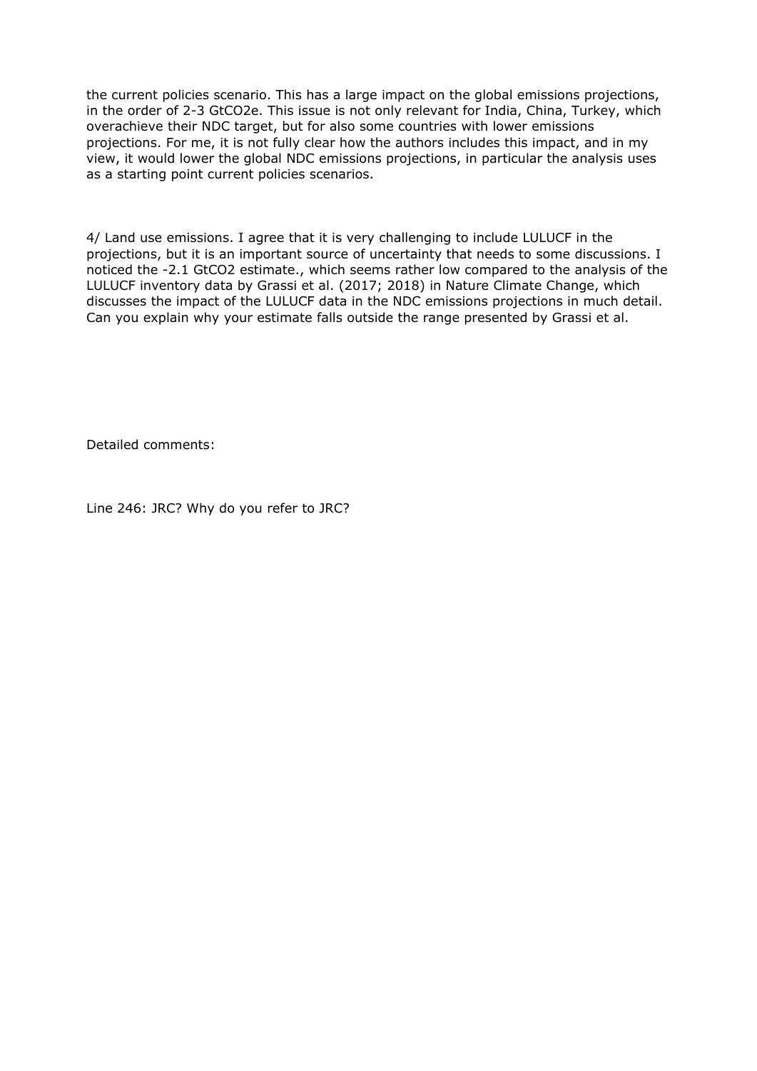the current policies scenario. This has a large impact on the global emissions projections, in the order of 2-3 $GtCO_2e$. This issue is not only relevant for India, China, Turkey, which overachieve their NDC target, but for also some countries with lower emissions projections. For me, it is not fully clear how the authors includes this impact, and in my view, it would lower the global NDC emissions projections, in particular the analysis uses as a starting point current policies scenarios.

4/ Land use emissions. I agree that it is very challenging to include LULUCF in the projections, but it is an important source of uncertainty that needs to some discussions. I noticed the -2.1 $GtCO_2$ estimate., which seems rather low compared to the analysis of the LULUCF inventory data by Grassi et al. (2017; 2018) in Nature Climate Change, which discusses the impact of the LULUCF data in the NDC emissions projections in much detail. Can you explain why your estimate falls outside the range presented by Grassi et al.

Detailed comments:

Line 246: JRC? Why do you refer to JRC?